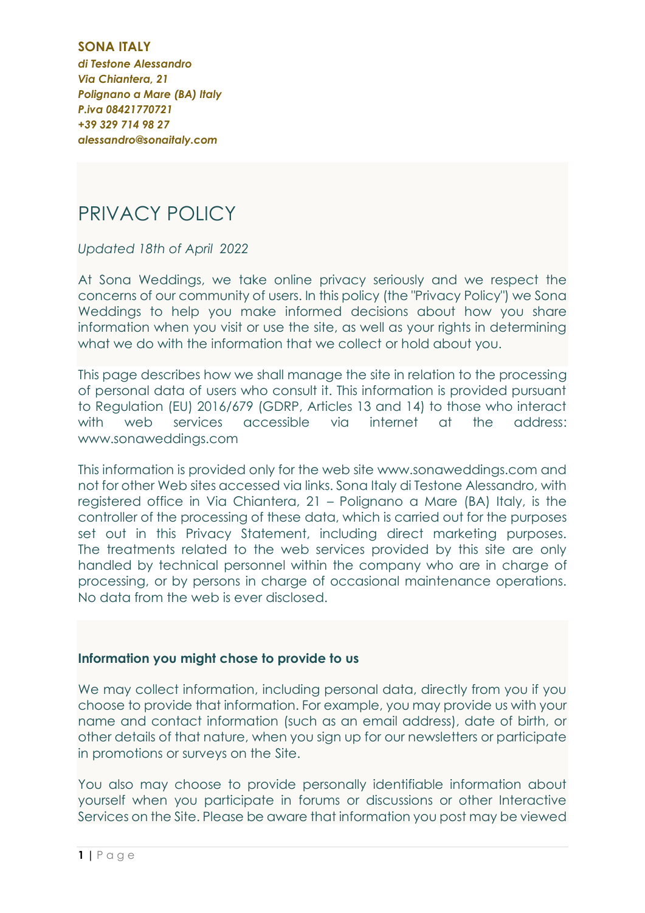**SONA ITALY**
***di Testone Alessandro***
***Via Chiantera, 21***
***Polignano a Mare (BA) Italy***
***P.iva 08421770721***
***+39 329 714 98 27***
***alessandro@sonaitaly.com***

# PRIVACY POLICY

*Updated 18th of April 2022*

At Sona Weddings, we take online privacy seriously and we respect the concerns of our community of users. In this policy (the "Privacy Policy") we Sona Weddings to help you make informed decisions about how you share information when you visit or use the site, as well as your rights in determining what we do with the information that we collect or hold about you.

This page describes how we shall manage the site in relation to the processing of personal data of users who consult it. This information is provided pursuant to Regulation (EU) 2016/679 (GDRP, Articles 13 and 14) to those who interact with web services accessible via internet at the address: www.sonaweddings.com

This information is provided only for the web site www.sonaweddings.com and not for other Web sites accessed via links. Sona Italy di Testone Alessandro, with registered office in Via Chiantera, 21 – Polignano a Mare (BA) Italy, is the controller of the processing of these data, which is carried out for the purposes set out in this Privacy Statement, including direct marketing purposes. The treatments related to the web services provided by this site are only handled by technical personnel within the company who are in charge of processing, or by persons in charge of occasional maintenance operations. No data from the web is ever disclosed.

**Information you might chose to provide to us**

We may collect information, including personal data, directly from you if you choose to provide that information. For example, you may provide us with your name and contact information (such as an email address), date of birth, or other details of that nature, when you sign up for our newsletters or participate in promotions or surveys on the Site.

You also may choose to provide personally identifiable information about yourself when you participate in forums or discussions or other Interactive Services on the Site. Please be aware that information you post may be viewed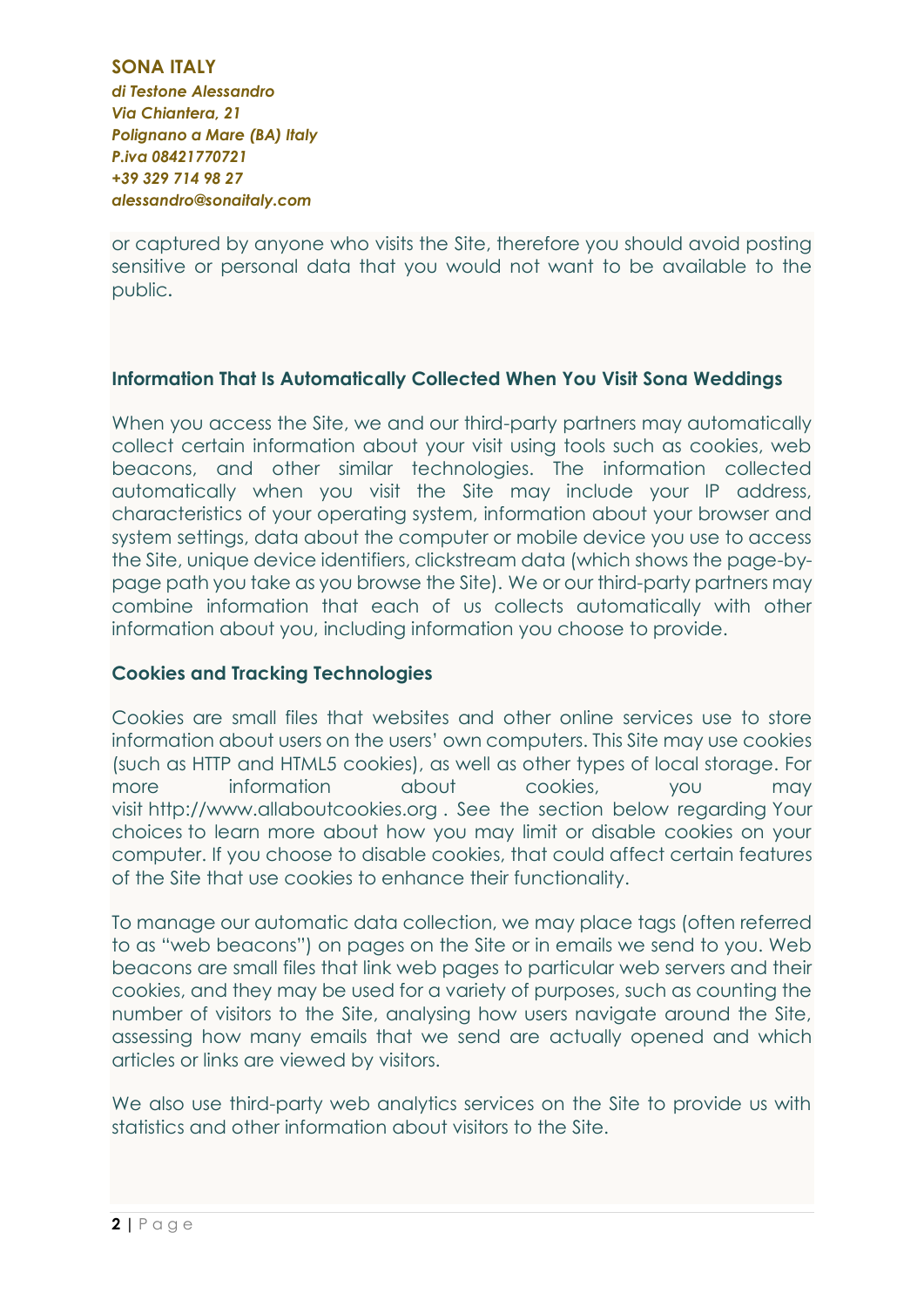or captured by anyone who visits the Site, therefore you should avoid posting sensitive or personal data that you would not want to be available to the public.

### Information That Is Automatically Collected When You Visit Sona Weddings

When you access the Site, we and our third-party partners may automatically collect certain information about your visit using tools such as cookies, web beacons, and other similar technologies. The information collected automatically when you visit the Site may include your IP address, characteristics of your operating system, information about your browser and system settings, data about the computer or mobile device you use to access the Site, unique device identifiers, clickstream data (which shows the page-by-page path you take as you browse the Site). We or our third-party partners may combine information that each of us collects automatically with other information about you, including information you choose to provide.

### Cookies and Tracking Technologies

Cookies are small files that websites and other online services use to store information about users on the users' own computers. This Site may use cookies (such as HTTP and HTML5 cookies), as well as other types of local storage. For more information about cookies, you may visit http://www.allaboutcookies.org . See the section below regarding Your choices to learn more about how you may limit or disable cookies on your computer. If you choose to disable cookies, that could affect certain features of the Site that use cookies to enhance their functionality.

To manage our automatic data collection, we may place tags (often referred to as "web beacons") on pages on the Site or in emails we send to you. Web beacons are small files that link web pages to particular web servers and their cookies, and they may be used for a variety of purposes, such as counting the number of visitors to the Site, analysing how users navigate around the Site, assessing how many emails that we send are actually opened and which articles or links are viewed by visitors.

We also use third-party web analytics services on the Site to provide us with statistics and other information about visitors to the Site.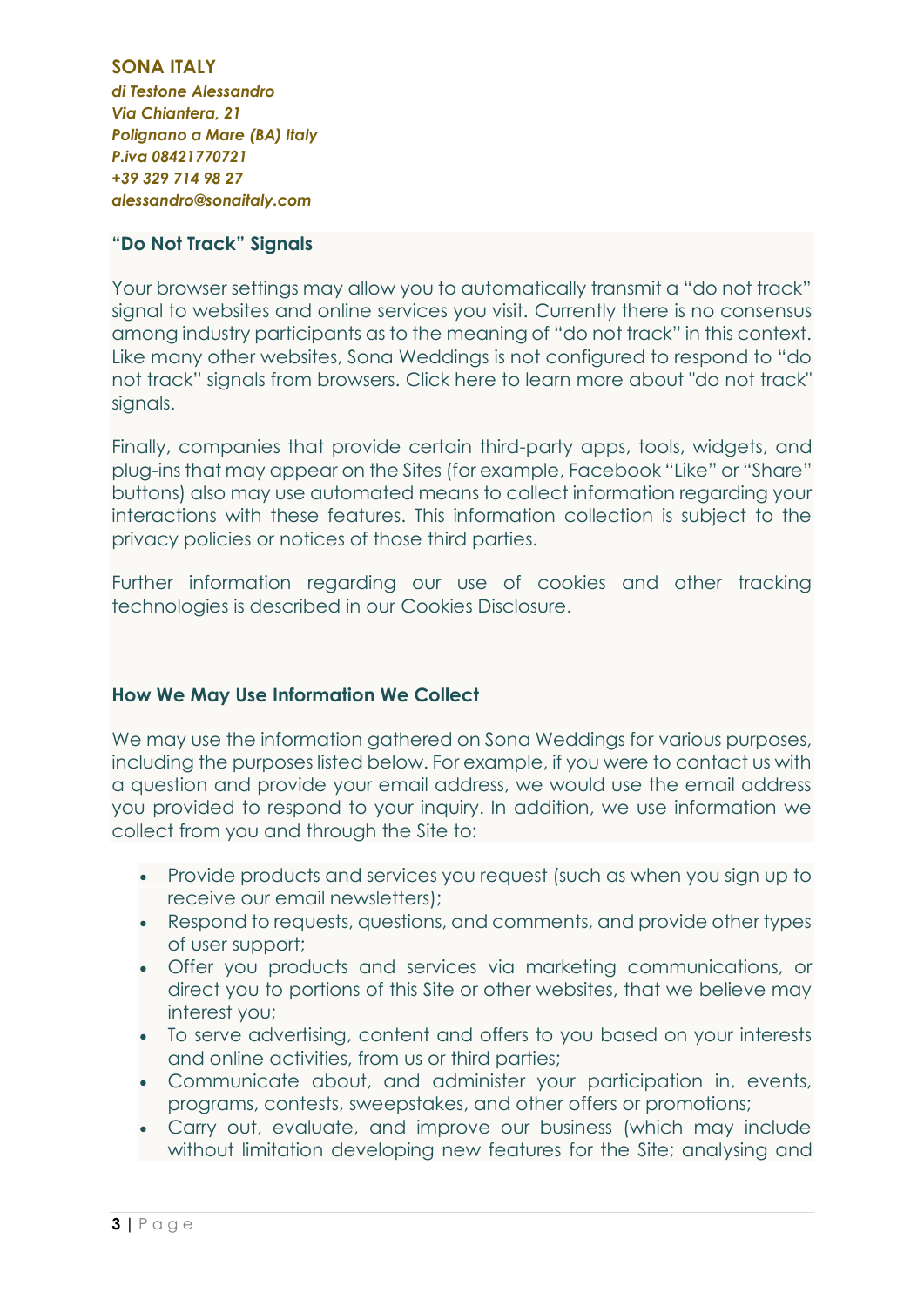**SONA ITALY**
***di Testone Alessandro***
***Via Chiantera, 21***
***Polignano a Mare (BA) Italy***
***P.iva 08421770721***
***+39 329 714 98 27***
***alessandro@sonaitaly.com***

### "Do Not Track" Signals

Your browser settings may allow you to automatically transmit a "do not track" signal to websites and online services you visit. Currently there is no consensus among industry participants as to the meaning of "do not track" in this context. Like many other websites, Sona Weddings is not configured to respond to "do not track" signals from browsers. Click here to learn more about "do not track" signals.

Finally, companies that provide certain third-party apps, tools, widgets, and plug-ins that may appear on the Sites (for example, Facebook "Like" or "Share" buttons) also may use automated means to collect information regarding your interactions with these features. This information collection is subject to the privacy policies or notices of those third parties.

Further information regarding our use of cookies and other tracking technologies is described in our Cookies Disclosure.

### How We May Use Information We Collect

We may use the information gathered on Sona Weddings for various purposes, including the purposes listed below. For example, if you were to contact us with a question and provide your email address, we would use the email address you provided to respond to your inquiry. In addition, we use information we collect from you and through the Site to:

- Provide products and services you request (such as when you sign up to receive our email newsletters);
- Respond to requests, questions, and comments, and provide other types of user support;
- Offer you products and services via marketing communications, or direct you to portions of this Site or other websites, that we believe may interest you;
- To serve advertising, content and offers to you based on your interests and online activities, from us or third parties;
- Communicate about, and administer your participation in, events, programs, contests, sweepstakes, and other offers or promotions;
- Carry out, evaluate, and improve our business (which may include without limitation developing new features for the Site; analysing and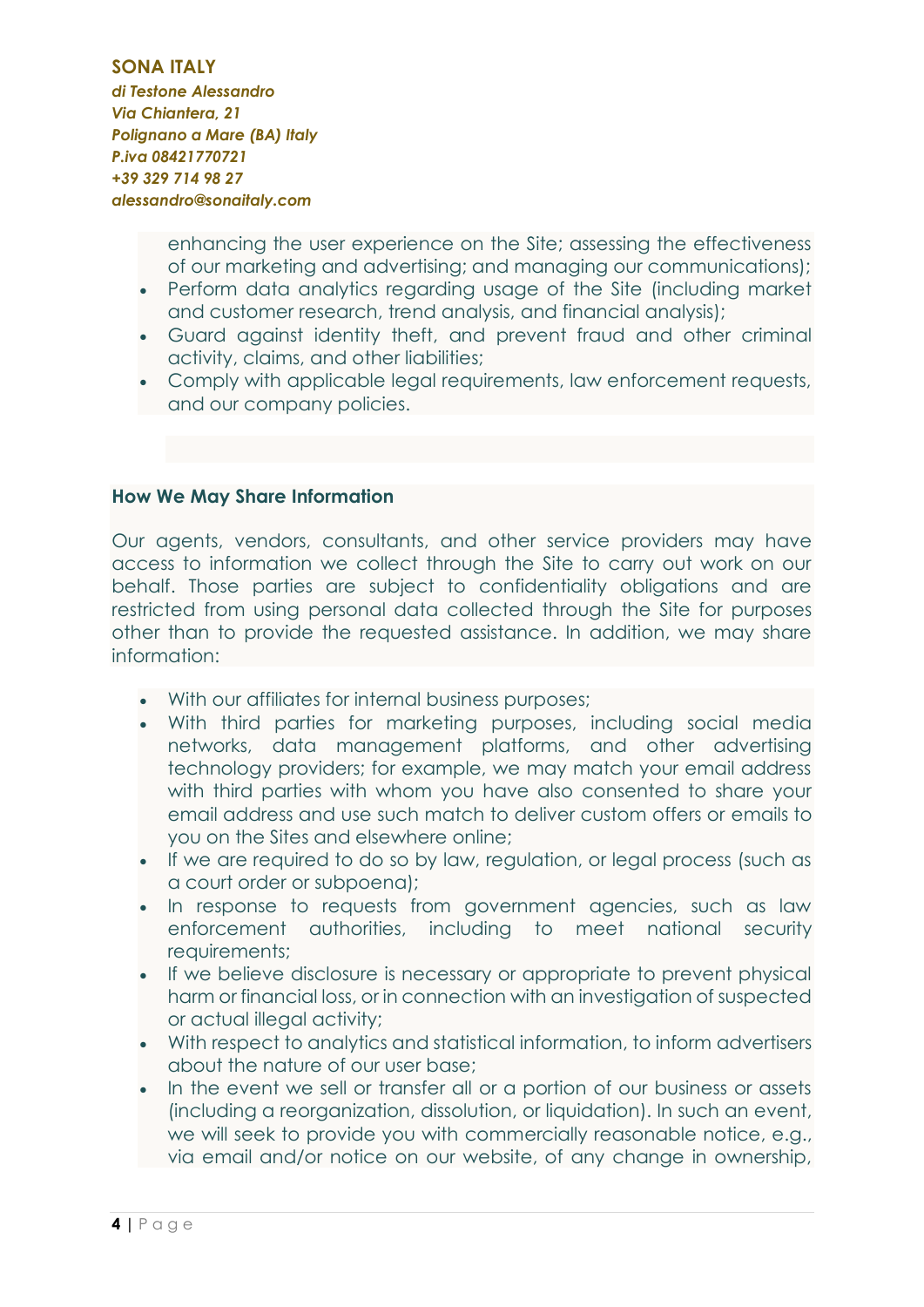enhancing the user experience on the Site; assessing the effectiveness of our marketing and advertising; and managing our communications);
- Perform data analytics regarding usage of the Site (including market and customer research, trend analysis, and financial analysis);
- Guard against identity theft, and prevent fraud and other criminal activity, claims, and other liabilities;
- Comply with applicable legal requirements, law enforcement requests, and our company policies.

**How We May Share Information**

Our agents, vendors, consultants, and other service providers may have access to information we collect through the Site to carry out work on our behalf. Those parties are subject to confidentiality obligations and are restricted from using personal data collected through the Site for purposes other than to provide the requested assistance. In addition, we may share information:

- With our affiliates for internal business purposes;
- With third parties for marketing purposes, including social media networks, data management platforms, and other advertising technology providers; for example, we may match your email address with third parties with whom you have also consented to share your email address and use such match to deliver custom offers or emails to you on the Sites and elsewhere online;
- If we are required to do so by law, regulation, or legal process (such as a court order or subpoena);
- In response to requests from government agencies, such as law enforcement authorities, including to meet national security requirements;
- If we believe disclosure is necessary or appropriate to prevent physical harm or financial loss, or in connection with an investigation of suspected or actual illegal activity;
- With respect to analytics and statistical information, to inform advertisers about the nature of our user base;
- In the event we sell or transfer all or a portion of our business or assets (including a reorganization, dissolution, or liquidation). In such an event, we will seek to provide you with commercially reasonable notice, e.g., via email and/or notice on our website, of any change in ownership,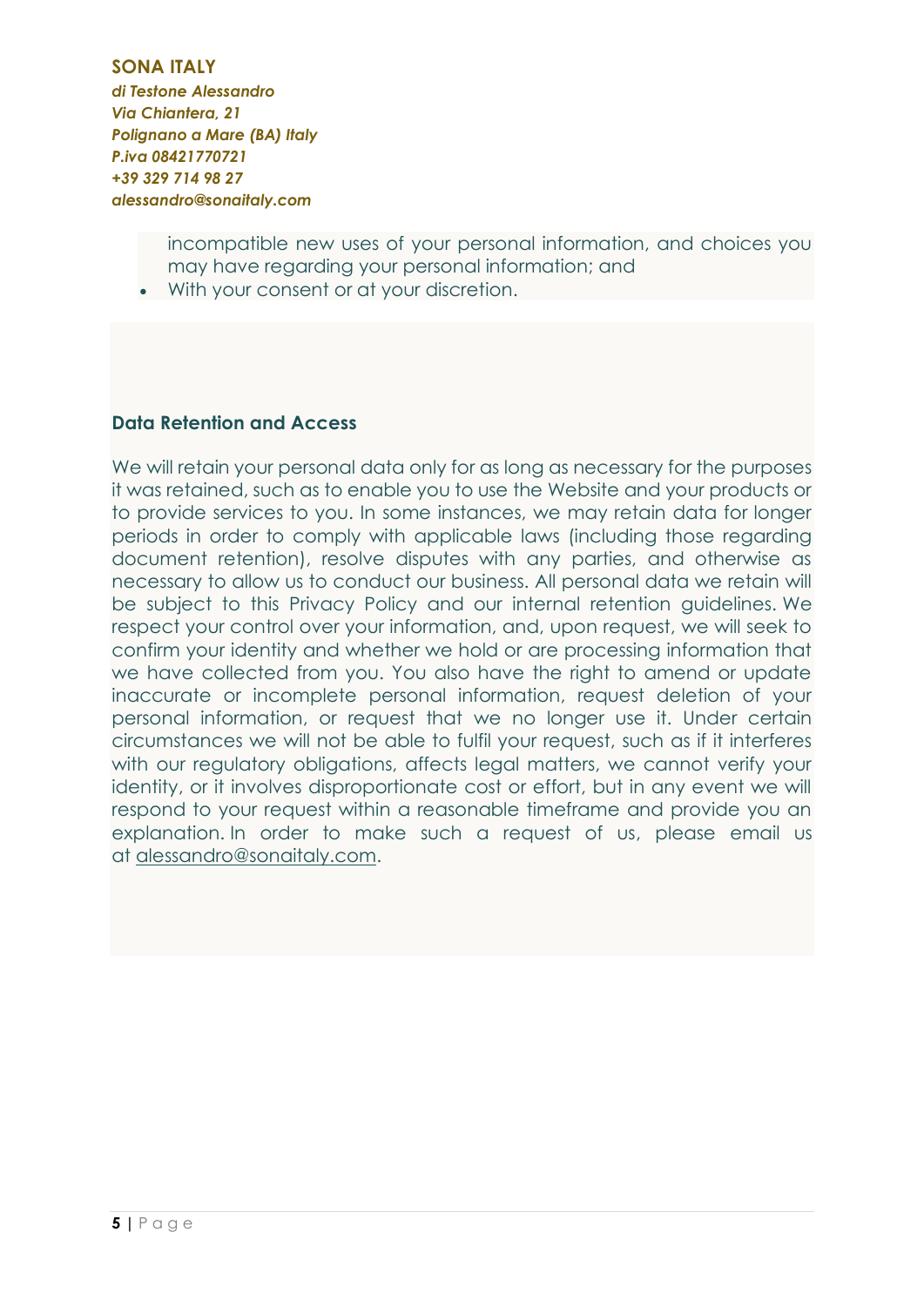incompatible new uses of your personal information, and choices you may have regarding your personal information; and

- With your consent or at your discretion.

### Data Retention and Access

We will retain your personal data only for as long as necessary for the purposes it was retained, such as to enable you to use the Website and your products or to provide services to you. In some instances, we may retain data for longer periods in order to comply with applicable laws (including those regarding document retention), resolve disputes with any parties, and otherwise as necessary to allow us to conduct our business. All personal data we retain will be subject to this Privacy Policy and our internal retention guidelines. We respect your control over your information, and, upon request, we will seek to confirm your identity and whether we hold or are processing information that we have collected from you. You also have the right to amend or update inaccurate or incomplete personal information, request deletion of your personal information, or request that we no longer use it. Under certain circumstances we will not be able to fulfil your request, such as if it interferes with our regulatory obligations, affects legal matters, we cannot verify your identity, or it involves disproportionate cost or effort, but in any event we will respond to your request within a reasonable timeframe and provide you an explanation. In order to make such a request of us, please email us at alessandro@sonaitaly.com.